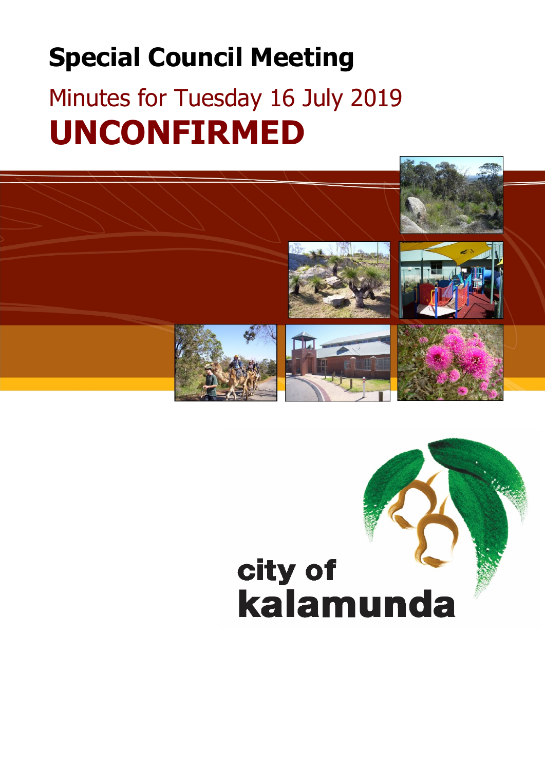# Special Council Meeting

## Minutes for Tuesday 16 July 2019

# UNCONFIRMED

city of
kalamunda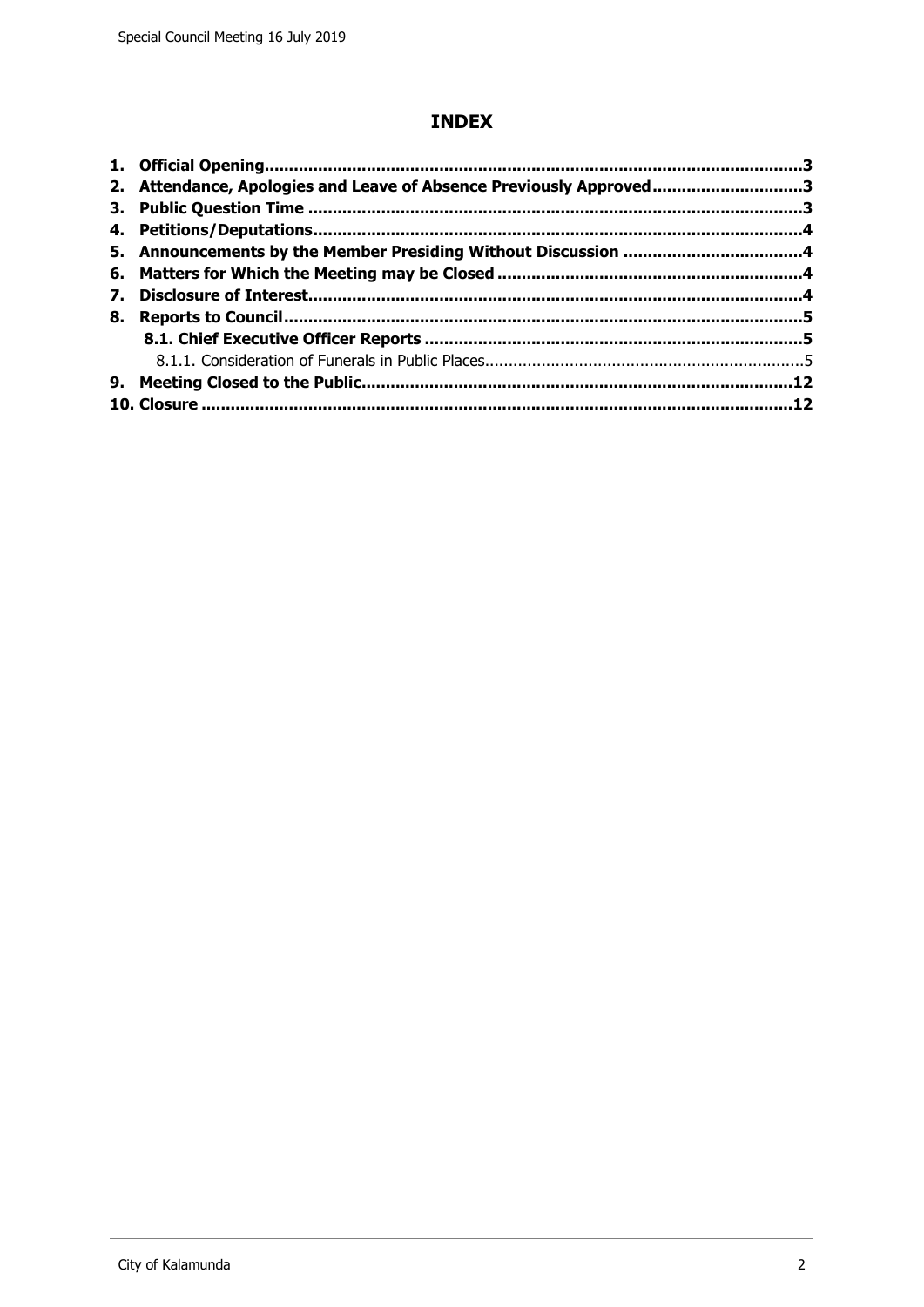# INDEX

| | |
|---|---|
| **1. Official Opening** | **3** |
| **2. Attendance, Apologies and Leave of Absence Previously Approved** | **3** |
| **3. Public Question Time** | **3** |
| **4. Petitions/Deputations** | **4** |
| **5. Announcements by the Member Presiding Without Discussion** | **4** |
| **6. Matters for Which the Meeting may be Closed** | **4** |
| **7. Disclosure of Interest** | **4** |
| **8. Reports to Council** | **5** |
| **8.1. Chief Executive Officer Reports** | **5** |
| 8.1.1. Consideration of Funerals in Public Places | 5 |
| **9. Meeting Closed to the Public** | **12** |
| **10. Closure** | **12** |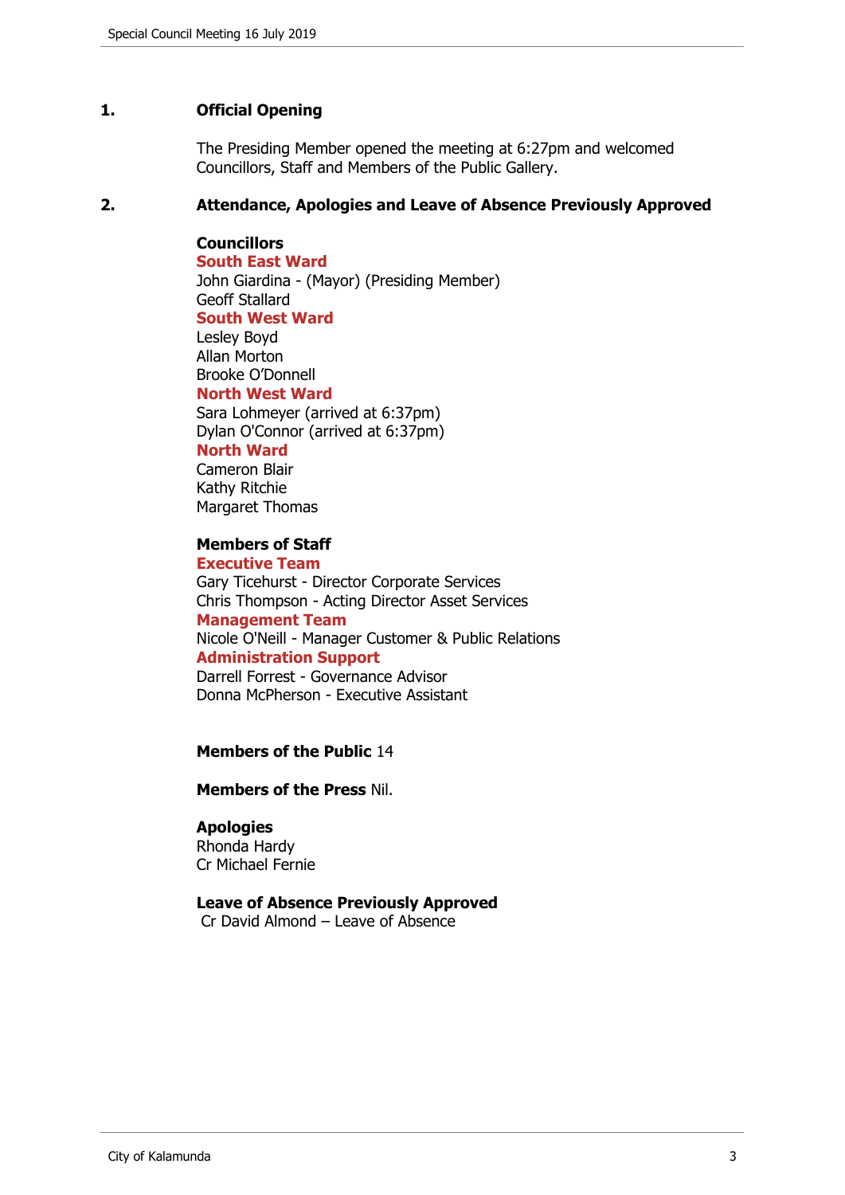## 1. Official Opening

The Presiding Member opened the meeting at 6:27pm and welcomed Councillors, Staff and Members of the Public Gallery.

## 2. Attendance, Apologies and Leave of Absence Previously Approved

**Councillors**

**South East Ward**
John Giardina - (Mayor) (Presiding Member)
Geoff Stallard

**South West Ward**
Lesley Boyd
Allan Morton
Brooke O'Donnell

**North West Ward**
Sara Lohmeyer (arrived at 6:37pm)
Dylan O'Connor (arrived at 6:37pm)

**North Ward**
Cameron Blair
Kathy Ritchie
Margaret Thomas

**Members of Staff**

**Executive Team**
Gary Ticehurst - Director Corporate Services
Chris Thompson - Acting Director Asset Services

**Management Team**
Nicole O'Neill - Manager Customer & Public Relations

**Administration Support**
Darrell Forrest - Governance Advisor
Donna McPherson - Executive Assistant

**Members of the Public** 14

**Members of the Press** Nil.

**Apologies**
Rhonda Hardy
Cr Michael Fernie

**Leave of Absence Previously Approved**
Cr David Almond – Leave of Absence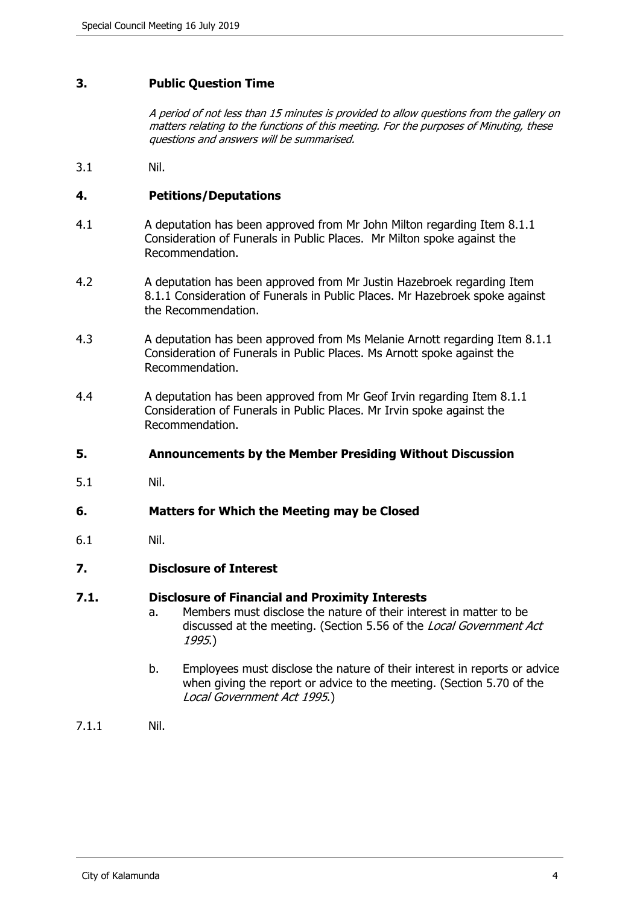## 3. Public Question Time

*A period of not less than 15 minutes is provided to allow questions from the gallery on matters relating to the functions of this meeting. For the purposes of Minuting, these questions and answers will be summarised.*

3.1 Nil.

## 4. Petitions/Deputations

4.1 A deputation has been approved from Mr John Milton regarding Item 8.1.1 Consideration of Funerals in Public Places. Mr Milton spoke against the Recommendation.

4.2 A deputation has been approved from Mr Justin Hazebroek regarding Item 8.1.1 Consideration of Funerals in Public Places. Mr Hazebroek spoke against the Recommendation.

4.3 A deputation has been approved from Ms Melanie Arnott regarding Item 8.1.1 Consideration of Funerals in Public Places. Ms Arnott spoke against the Recommendation.

4.4 A deputation has been approved from Mr Geof Irvin regarding Item 8.1.1 Consideration of Funerals in Public Places. Mr Irvin spoke against the Recommendation.

## 5. Announcements by the Member Presiding Without Discussion

5.1 Nil.

## 6. Matters for Which the Meeting may be Closed

6.1 Nil.

## 7. Disclosure of Interest

### 7.1. Disclosure of Financial and Proximity Interests

a. Members must disclose the nature of their interest in matter to be discussed at the meeting. (Section 5.56 of the *Local Government Act 1995*.)

b. Employees must disclose the nature of their interest in reports or advice when giving the report or advice to the meeting. (Section 5.70 of the *Local Government Act 1995*.)

7.1.1 Nil.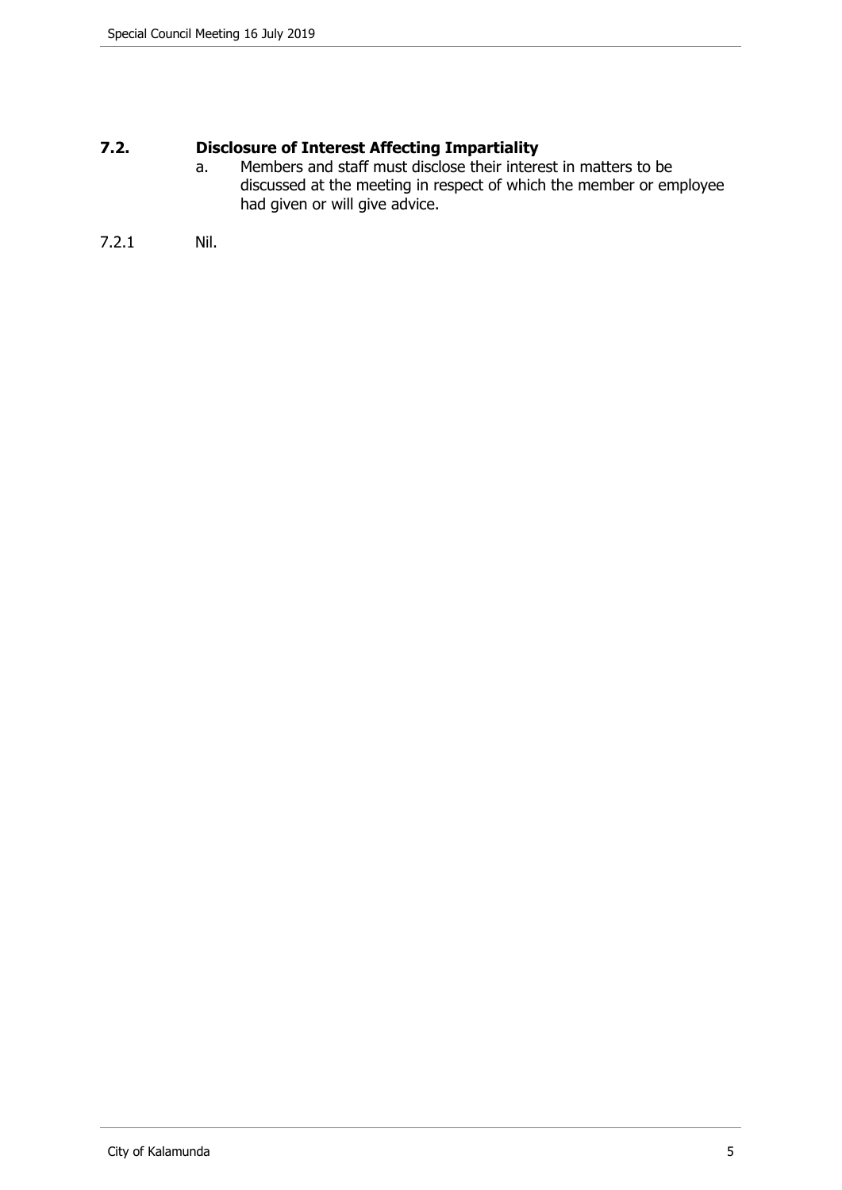## 7.2. Disclosure of Interest Affecting Impartiality

a. Members and staff must disclose their interest in matters to be discussed at the meeting in respect of which the member or employee had given or will give advice.

7.2.1 Nil.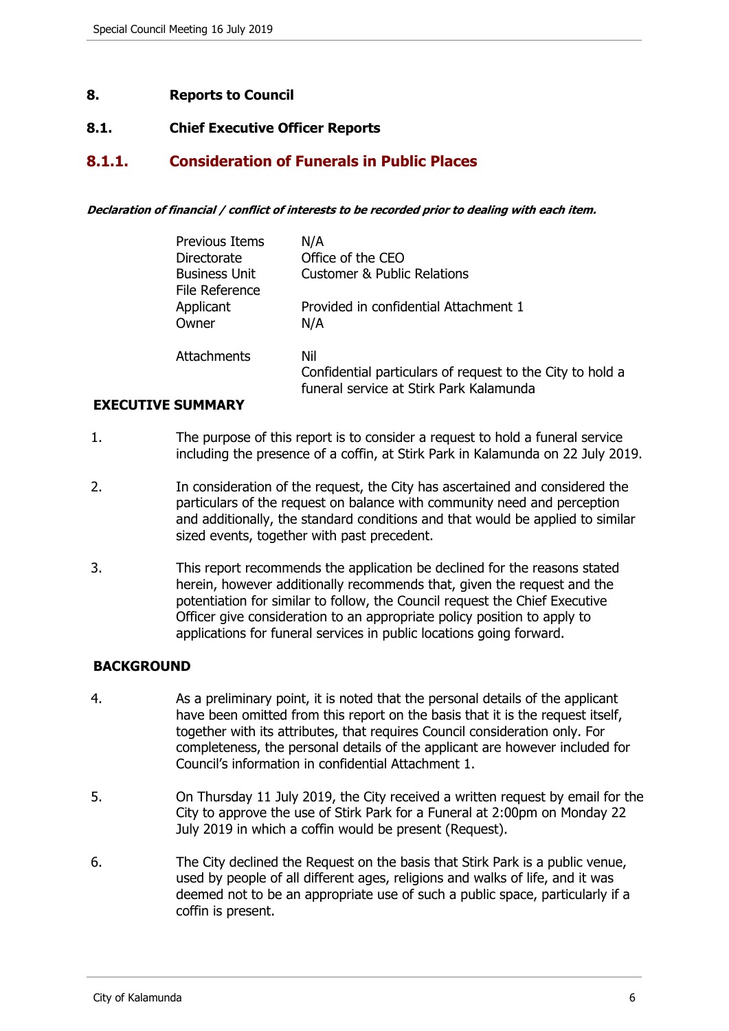## 8. Reports to Council

### 8.1. Chief Executive Officer Reports

### 8.1.1. Consideration of Funerals in Public Places

***Declaration of financial / conflict of interests to be recorded prior to dealing with each item.***

| | |
|---|---|
| Previous Items | N/A |
| Directorate | Office of the CEO |
| Business Unit | Customer & Public Relations |
| File Reference | |
| Applicant | Provided in confidential Attachment 1 |
| Owner | N/A |
| Attachments | Nil<br>Confidential particulars of request to the City to hold a funeral service at Stirk Park Kalamunda |

**EXECUTIVE SUMMARY**

1. The purpose of this report is to consider a request to hold a funeral service including the presence of a coffin, at Stirk Park in Kalamunda on 22 July 2019.

2. In consideration of the request, the City has ascertained and considered the particulars of the request on balance with community need and perception and additionally, the standard conditions and that would be applied to similar sized events, together with past precedent.

3. This report recommends the application be declined for the reasons stated herein, however additionally recommends that, given the request and the potentiation for similar to follow, the Council request the Chief Executive Officer give consideration to an appropriate policy position to apply to applications for funeral services in public locations going forward.

**BACKGROUND**

4. As a preliminary point, it is noted that the personal details of the applicant have been omitted from this report on the basis that it is the request itself, together with its attributes, that requires Council consideration only. For completeness, the personal details of the applicant are however included for Council's information in confidential Attachment 1.

5. On Thursday 11 July 2019, the City received a written request by email for the City to approve the use of Stirk Park for a Funeral at 2:00pm on Monday 22 July 2019 in which a coffin would be present (Request).

6. The City declined the Request on the basis that Stirk Park is a public venue, used by people of all different ages, religions and walks of life, and it was deemed not to be an appropriate use of such a public space, particularly if a coffin is present.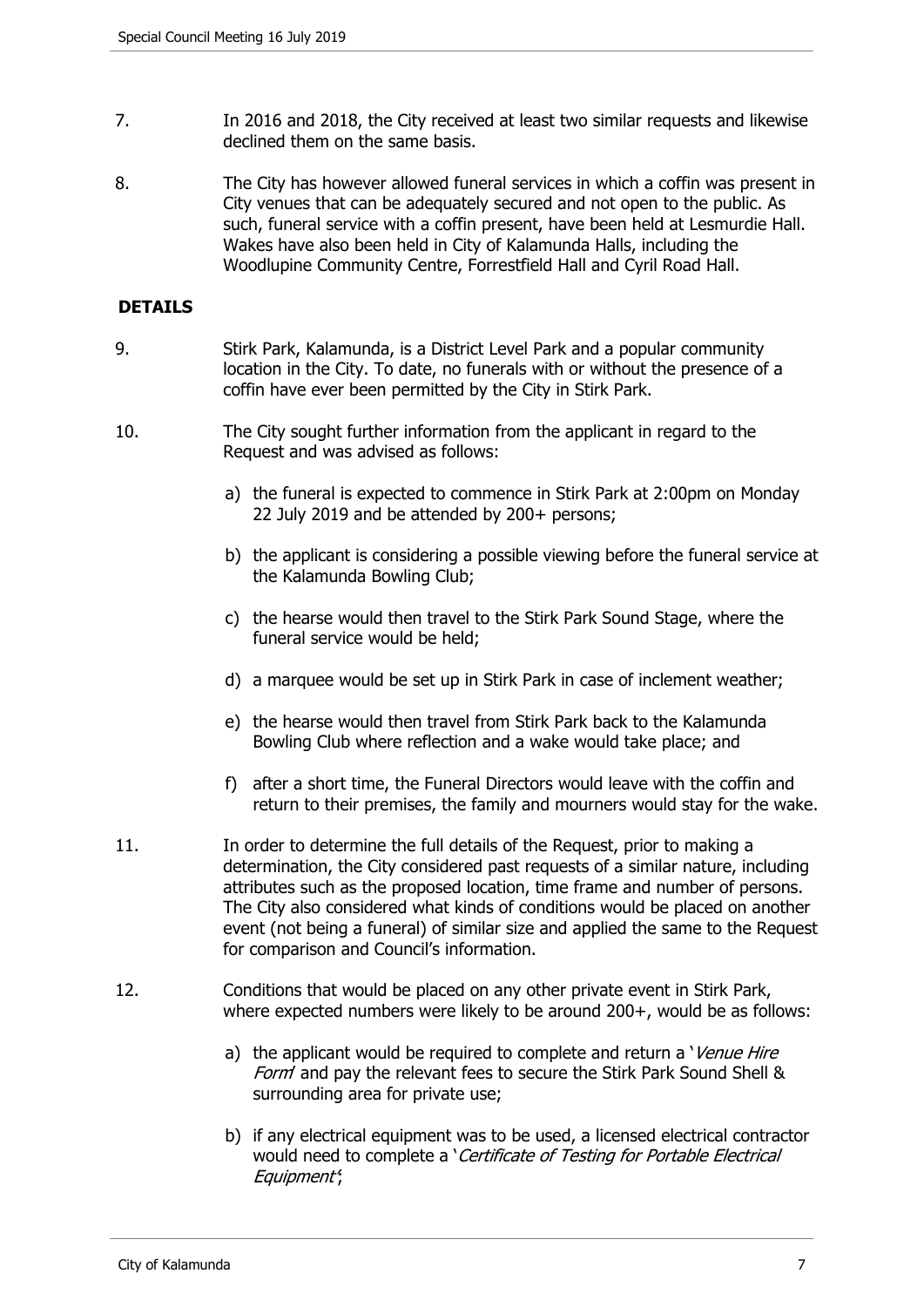7. In 2016 and 2018, the City received at least two similar requests and likewise declined them on the same basis.

8. The City has however allowed funeral services in which a coffin was present in City venues that can be adequately secured and not open to the public. As such, funeral service with a coffin present, have been held at Lesmurdie Hall. Wakes have also been held in City of Kalamunda Halls, including the Woodlupine Community Centre, Forrestfield Hall and Cyril Road Hall.

## DETAILS

9. Stirk Park, Kalamunda, is a District Level Park and a popular community location in the City. To date, no funerals with or without the presence of a coffin have ever been permitted by the City in Stirk Park.

10. The City sought further information from the applicant in regard to the Request and was advised as follows:

    a) the funeral is expected to commence in Stirk Park at 2:00pm on Monday 22 July 2019 and be attended by 200+ persons;

    b) the applicant is considering a possible viewing before the funeral service at the Kalamunda Bowling Club;

    c) the hearse would then travel to the Stirk Park Sound Stage, where the funeral service would be held;

    d) a marquee would be set up in Stirk Park in case of inclement weather;

    e) the hearse would then travel from Stirk Park back to the Kalamunda Bowling Club where reflection and a wake would take place; and

    f) after a short time, the Funeral Directors would leave with the coffin and return to their premises, the family and mourners would stay for the wake.

11. In order to determine the full details of the Request, prior to making a determination, the City considered past requests of a similar nature, including attributes such as the proposed location, time frame and number of persons. The City also considered what kinds of conditions would be placed on another event (not being a funeral) of similar size and applied the same to the Request for comparison and Council's information.

12. Conditions that would be placed on any other private event in Stirk Park, where expected numbers were likely to be around 200+, would be as follows:

    a) the applicant would be required to complete and return a '*Venue Hire Form*' and pay the relevant fees to secure the Stirk Park Sound Shell & surrounding area for private use;

    b) if any electrical equipment was to be used, a licensed electrical contractor would need to complete a '*Certificate of Testing for Portable Electrical Equipment*';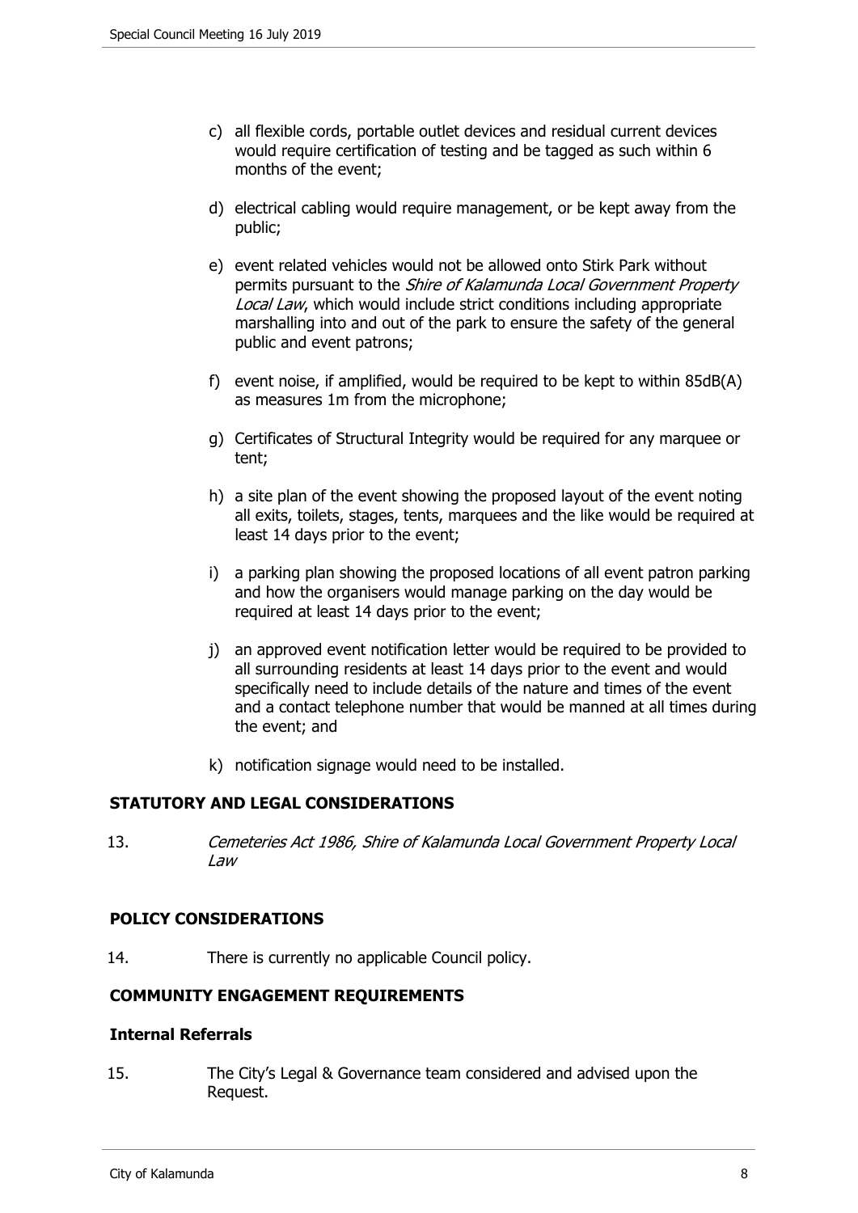c) all flexible cords, portable outlet devices and residual current devices would require certification of testing and be tagged as such within 6 months of the event;

d) electrical cabling would require management, or be kept away from the public;

e) event related vehicles would not be allowed onto Stirk Park without permits pursuant to the *Shire of Kalamunda Local Government Property Local Law*, which would include strict conditions including appropriate marshalling into and out of the park to ensure the safety of the general public and event patrons;

f) event noise, if amplified, would be required to be kept to within 85dB(A) as measures 1m from the microphone;

g) Certificates of Structural Integrity would be required for any marquee or tent;

h) a site plan of the event showing the proposed layout of the event noting all exits, toilets, stages, tents, marquees and the like would be required at least 14 days prior to the event;

i) a parking plan showing the proposed locations of all event patron parking and how the organisers would manage parking on the day would be required at least 14 days prior to the event;

j) an approved event notification letter would be required to be provided to all surrounding residents at least 14 days prior to the event and would specifically need to include details of the nature and times of the event and a contact telephone number that would be manned at all times during the event; and

k) notification signage would need to be installed.

## STATUTORY AND LEGAL CONSIDERATIONS

13. *Cemeteries Act 1986, Shire of Kalamunda Local Government Property Local Law*

## POLICY CONSIDERATIONS

14. There is currently no applicable Council policy.

## COMMUNITY ENGAGEMENT REQUIREMENTS

### Internal Referrals

15. The City's Legal & Governance team considered and advised upon the Request.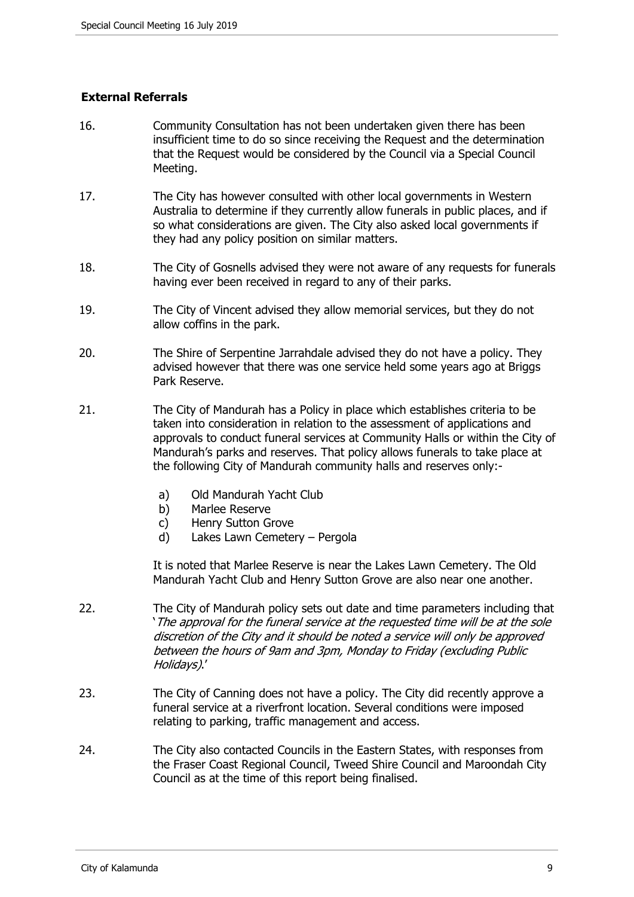## External Referrals

16. Community Consultation has not been undertaken given there has been insufficient time to do so since receiving the Request and the determination that the Request would be considered by the Council via a Special Council Meeting.

17. The City has however consulted with other local governments in Western Australia to determine if they currently allow funerals in public places, and if so what considerations are given. The City also asked local governments if they had any policy position on similar matters.

18. The City of Gosnells advised they were not aware of any requests for funerals having ever been received in regard to any of their parks.

19. The City of Vincent advised they allow memorial services, but they do not allow coffins in the park.

20. The Shire of Serpentine Jarrahdale advised they do not have a policy. They advised however that there was one service held some years ago at Briggs Park Reserve.

21. The City of Mandurah has a Policy in place which establishes criteria to be taken into consideration in relation to the assessment of applications and approvals to conduct funeral services at Community Halls or within the City of Mandurah's parks and reserves. That policy allows funerals to take place at the following City of Mandurah community halls and reserves only:-

    a) Old Mandurah Yacht Club
    b) Marlee Reserve
    c) Henry Sutton Grove
    d) Lakes Lawn Cemetery – Pergola

    It is noted that Marlee Reserve is near the Lakes Lawn Cemetery. The Old Mandurah Yacht Club and Henry Sutton Grove are also near one another.

22. The City of Mandurah policy sets out date and time parameters including that '*The approval for the funeral service at the requested time will be at the sole discretion of the City and it should be noted a service will only be approved between the hours of 9am and 3pm, Monday to Friday (excluding Public Holidays)*.'

23. The City of Canning does not have a policy. The City did recently approve a funeral service at a riverfront location. Several conditions were imposed relating to parking, traffic management and access.

24. The City also contacted Councils in the Eastern States, with responses from the Fraser Coast Regional Council, Tweed Shire Council and Maroondah City Council as at the time of this report being finalised.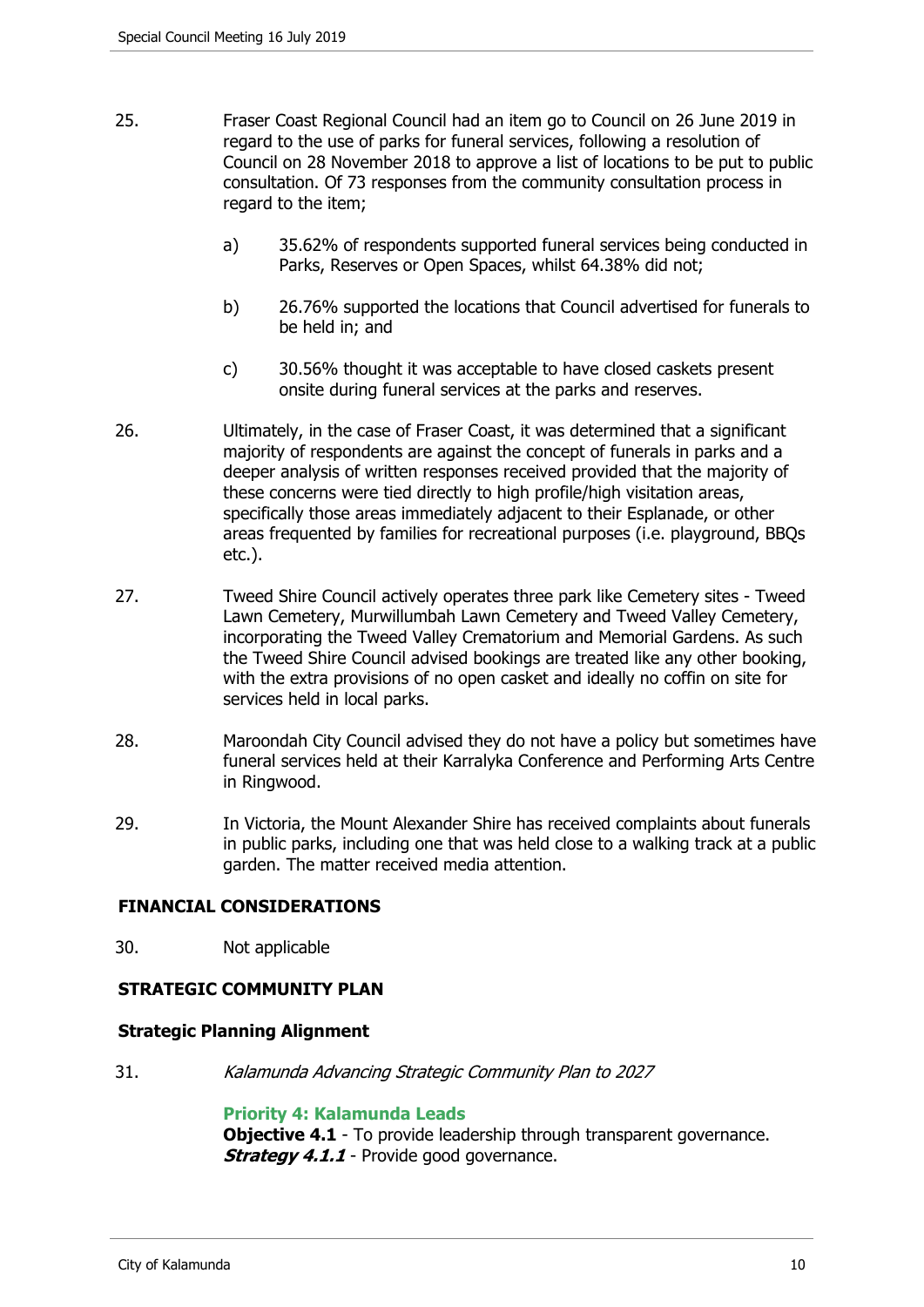25. Fraser Coast Regional Council had an item go to Council on 26 June 2019 in regard to the use of parks for funeral services, following a resolution of Council on 28 November 2018 to approve a list of locations to be put to public consultation. Of 73 responses from the community consultation process in regard to the item;

    a) 35.62% of respondents supported funeral services being conducted in Parks, Reserves or Open Spaces, whilst 64.38% did not;

    b) 26.76% supported the locations that Council advertised for funerals to be held in; and

    c) 30.56% thought it was acceptable to have closed caskets present onsite during funeral services at the parks and reserves.

26. Ultimately, in the case of Fraser Coast, it was determined that a significant majority of respondents are against the concept of funerals in parks and a deeper analysis of written responses received provided that the majority of these concerns were tied directly to high profile/high visitation areas, specifically those areas immediately adjacent to their Esplanade, or other areas frequented by families for recreational purposes (i.e. playground, BBQs etc.).

27. Tweed Shire Council actively operates three park like Cemetery sites - Tweed Lawn Cemetery, Murwillumbah Lawn Cemetery and Tweed Valley Cemetery, incorporating the Tweed Valley Crematorium and Memorial Gardens. As such the Tweed Shire Council advised bookings are treated like any other booking, with the extra provisions of no open casket and ideally no coffin on site for services held in local parks.

28. Maroondah City Council advised they do not have a policy but sometimes have funeral services held at their Karralyka Conference and Performing Arts Centre in Ringwood.

29. In Victoria, the Mount Alexander Shire has received complaints about funerals in public parks, including one that was held close to a walking track at a public garden. The matter received media attention.

## FINANCIAL CONSIDERATIONS

30. Not applicable

## STRATEGIC COMMUNITY PLAN

### Strategic Planning Alignment

31. *Kalamunda Advancing Strategic Community Plan to 2027*

    **Priority 4: Kalamunda Leads**
    **Objective 4.1** - To provide leadership through transparent governance.
    ***Strategy 4.1.1*** - Provide good governance.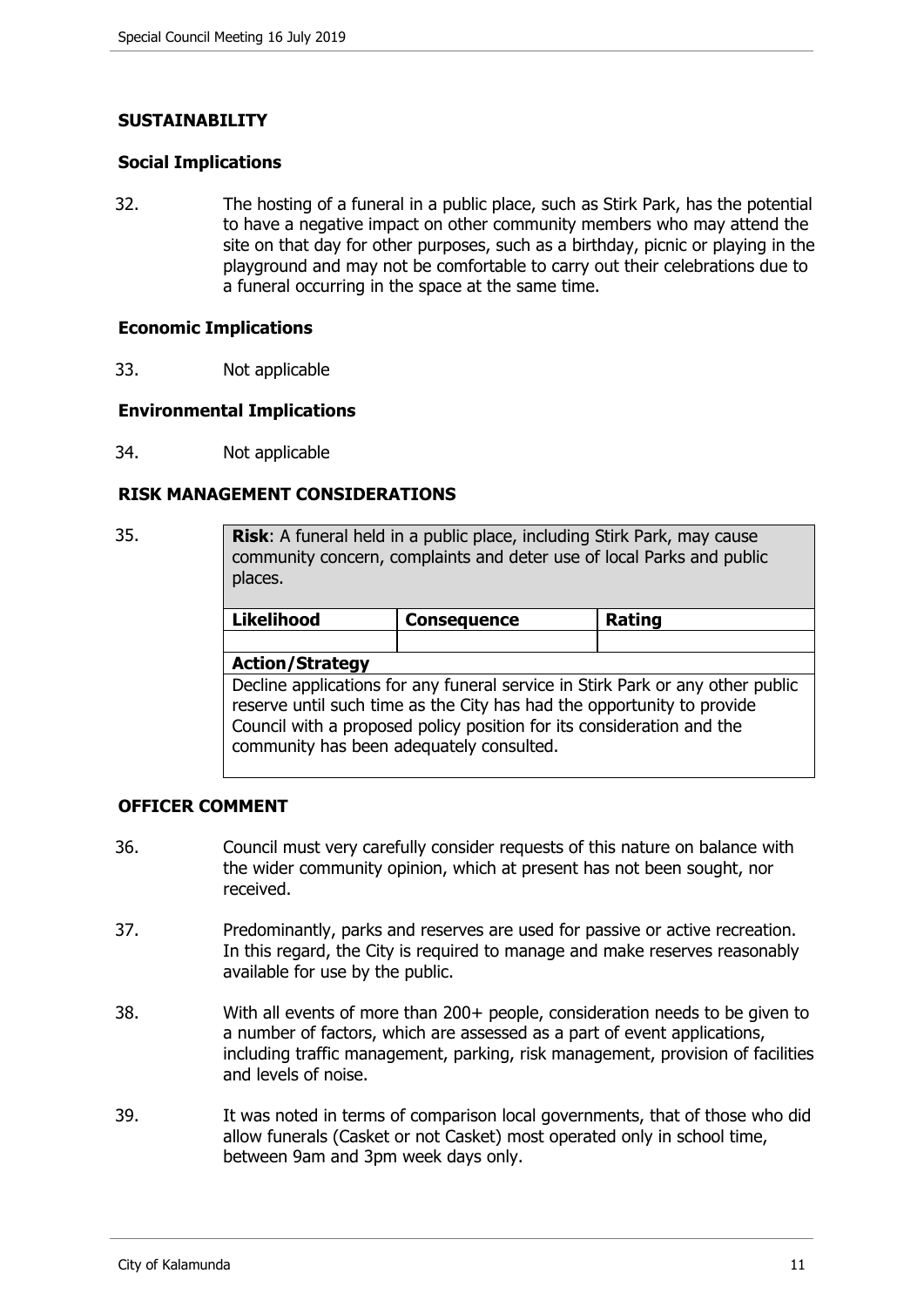## SUSTAINABILITY

### Social Implications

32. The hosting of a funeral in a public place, such as Stirk Park, has the potential to have a negative impact on other community members who may attend the site on that day for other purposes, such as a birthday, picnic or playing in the playground and may not be comfortable to carry out their celebrations due to a funeral occurring in the space at the same time.

### Economic Implications

33. Not applicable

### Environmental Implications

34. Not applicable

## RISK MANAGEMENT CONSIDERATIONS

35.

| **Risk**: A funeral held in a public place, including Stirk Park, may cause community concern, complaints and deter use of local Parks and public places. | | |
|---|---|---|
| **Likelihood** | **Consequence** | **Rating** |
| | | |
| **Action/Strategy** | | |
| Decline applications for any funeral service in Stirk Park or any other public reserve until such time as the City has had the opportunity to provide Council with a proposed policy position for its consideration and the community has been adequately consulted. | | |

## OFFICER COMMENT

36. Council must very carefully consider requests of this nature on balance with the wider community opinion, which at present has not been sought, nor received.

37. Predominantly, parks and reserves are used for passive or active recreation. In this regard, the City is required to manage and make reserves reasonably available for use by the public.

38. With all events of more than 200+ people, consideration needs to be given to a number of factors, which are assessed as a part of event applications, including traffic management, parking, risk management, provision of facilities and levels of noise.

39. It was noted in terms of comparison local governments, that of those who did allow funerals (Casket or not Casket) most operated only in school time, between 9am and 3pm week days only.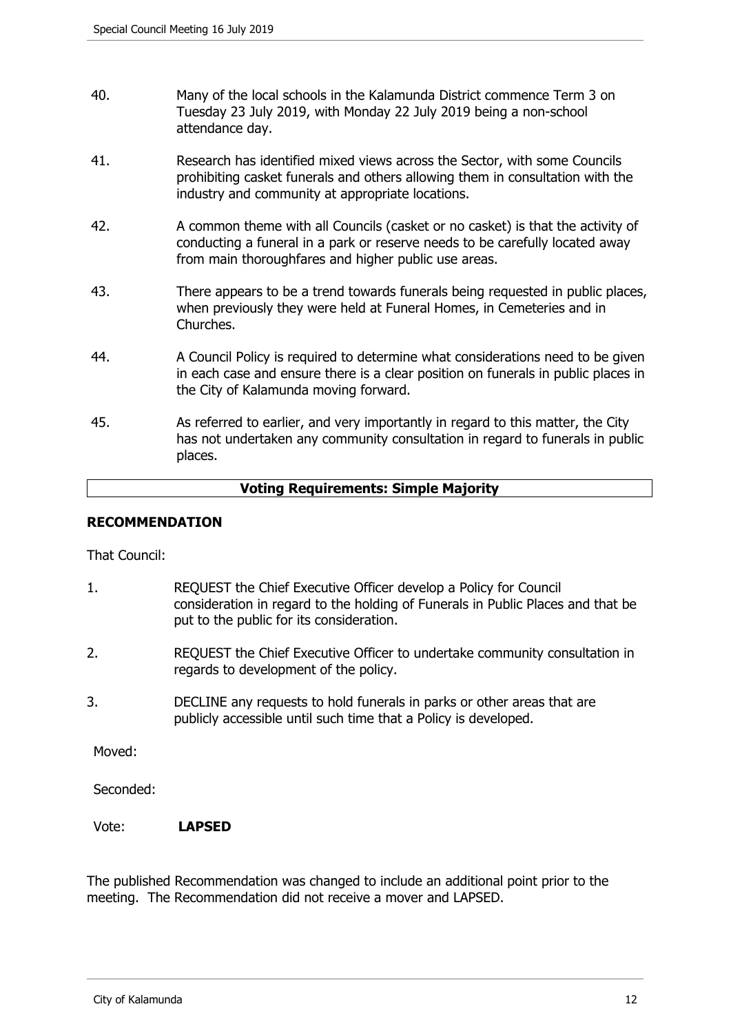40. Many of the local schools in the Kalamunda District commence Term 3 on Tuesday 23 July 2019, with Monday 22 July 2019 being a non-school attendance day.

41. Research has identified mixed views across the Sector, with some Councils prohibiting casket funerals and others allowing them in consultation with the industry and community at appropriate locations.

42. A common theme with all Councils (casket or no casket) is that the activity of conducting a funeral in a park or reserve needs to be carefully located away from main thoroughfares and higher public use areas.

43. There appears to be a trend towards funerals being requested in public places, when previously they were held at Funeral Homes, in Cemeteries and in Churches.

44. A Council Policy is required to determine what considerations need to be given in each case and ensure there is a clear position on funerals in public places in the City of Kalamunda moving forward.

45. As referred to earlier, and very importantly in regard to this matter, the City has not undertaken any community consultation in regard to funerals in public places.

**Voting Requirements: Simple Majority**

**RECOMMENDATION**

That Council:

1. REQUEST the Chief Executive Officer develop a Policy for Council consideration in regard to the holding of Funerals in Public Places and that be put to the public for its consideration.

2. REQUEST the Chief Executive Officer to undertake community consultation in regards to development of the policy.

3. DECLINE any requests to hold funerals in parks or other areas that are publicly accessible until such time that a Policy is developed.

Moved:

Seconded:

Vote: **LAPSED**

The published Recommendation was changed to include an additional point prior to the meeting. The Recommendation did not receive a mover and LAPSED.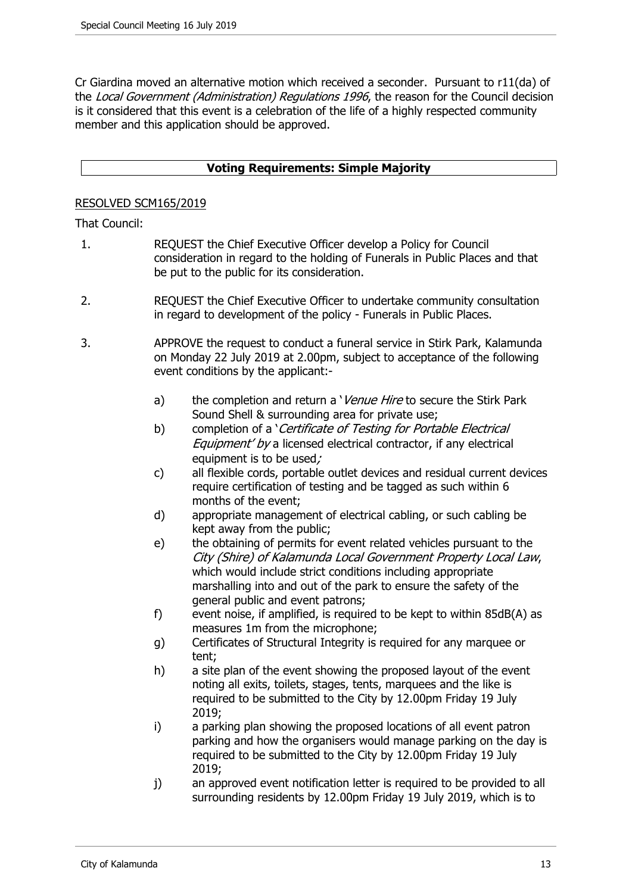Cr Giardina moved an alternative motion which received a seconder. Pursuant to r11(da) of the *Local Government (Administration) Regulations 1996*, the reason for the Council decision is it considered that this event is a celebration of the life of a highly respected community member and this application should be approved.

**Voting Requirements: Simple Majority**

RESOLVED SCM165/2019

That Council:

1. REQUEST the Chief Executive Officer develop a Policy for Council consideration in regard to the holding of Funerals in Public Places and that be put to the public for its consideration.

2. REQUEST the Chief Executive Officer to undertake community consultation in regard to development of the policy - Funerals in Public Places.

3. APPROVE the request to conduct a funeral service in Stirk Park, Kalamunda on Monday 22 July 2019 at 2.00pm, subject to acceptance of the following event conditions by the applicant:-

   a) the completion and return a '*Venue Hire* to secure the Stirk Park Sound Shell & surrounding area for private use;
   b) completion of a '*Certificate of Testing for Portable Electrical Equipment' by* a licensed electrical contractor, if any electrical equipment is to be used*;*
   c) all flexible cords, portable outlet devices and residual current devices require certification of testing and be tagged as such within 6 months of the event;
   d) appropriate management of electrical cabling, or such cabling be kept away from the public;
   e) the obtaining of permits for event related vehicles pursuant to the *City (Shire) of Kalamunda Local Government Property Local Law*, which would include strict conditions including appropriate marshalling into and out of the park to ensure the safety of the general public and event patrons;
   f) event noise, if amplified, is required to be kept to within 85dB(A) as measures 1m from the microphone;
   g) Certificates of Structural Integrity is required for any marquee or tent;
   h) a site plan of the event showing the proposed layout of the event noting all exits, toilets, stages, tents, marquees and the like is required to be submitted to the City by 12.00pm Friday 19 July 2019;
   i) a parking plan showing the proposed locations of all event patron parking and how the organisers would manage parking on the day is required to be submitted to the City by 12.00pm Friday 19 July 2019;
   j) an approved event notification letter is required to be provided to all surrounding residents by 12.00pm Friday 19 July 2019, which is to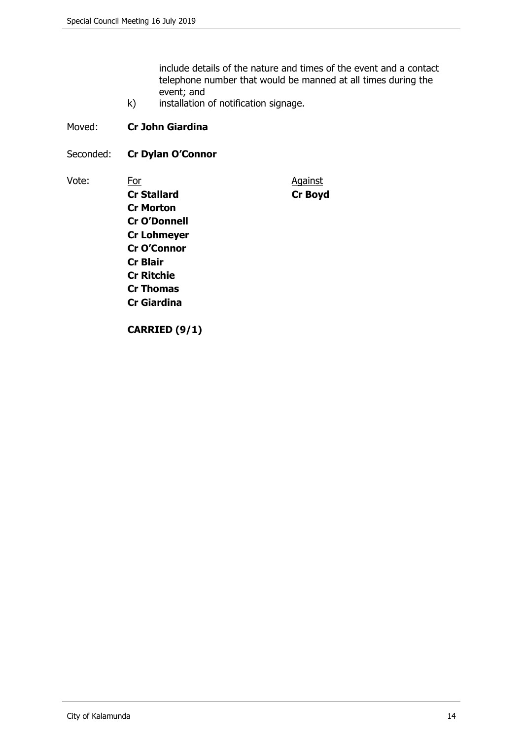include details of the nature and times of the event and a contact telephone number that would be manned at all times during the event; and

k) installation of notification signage.

Moved: **Cr John Giardina**

Seconded: **Cr Dylan O'Connor**

| Vote: | For | Against |
| --- | --- | --- |
| | **Cr Stallard** | **Cr Boyd** |
| | **Cr Morton** | |
| | **Cr O'Donnell** | |
| | **Cr Lohmeyer** | |
| | **Cr O'Connor** | |
| | **Cr Blair** | |
| | **Cr Ritchie** | |
| | **Cr Thomas** | |
| | **Cr Giardina** | |

**CARRIED (9/1)**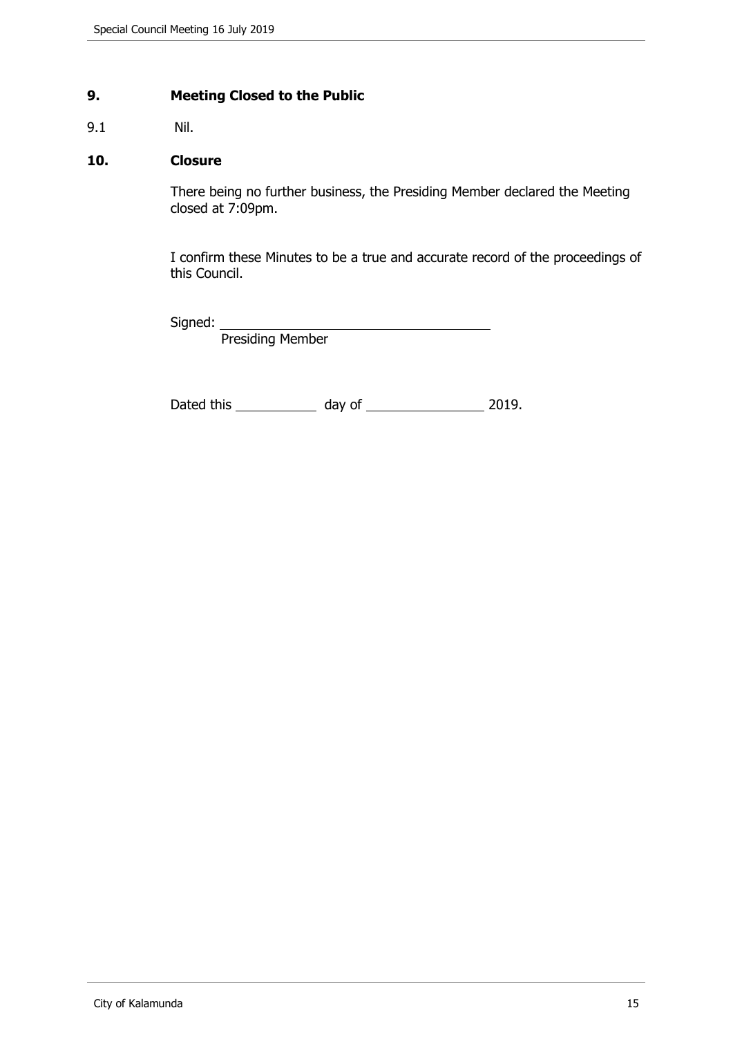## 9. Meeting Closed to the Public

9.1 Nil.

## 10. Closure

There being no further business, the Presiding Member declared the Meeting closed at 7:09pm.

I confirm these Minutes to be a true and accurate record of the proceedings of this Council.

Signed: \_\_\_\_\_\_\_\_\_\_\_\_\_\_\_\_\_\_\_\_\_\_\_\_\_\_\_\_\_\_\_\_\_\_\_\_
Presiding Member

Dated this \_\_\_\_\_\_\_\_\_\_\_ day of \_\_\_\_\_\_\_\_\_\_\_\_\_\_\_\_ 2019.